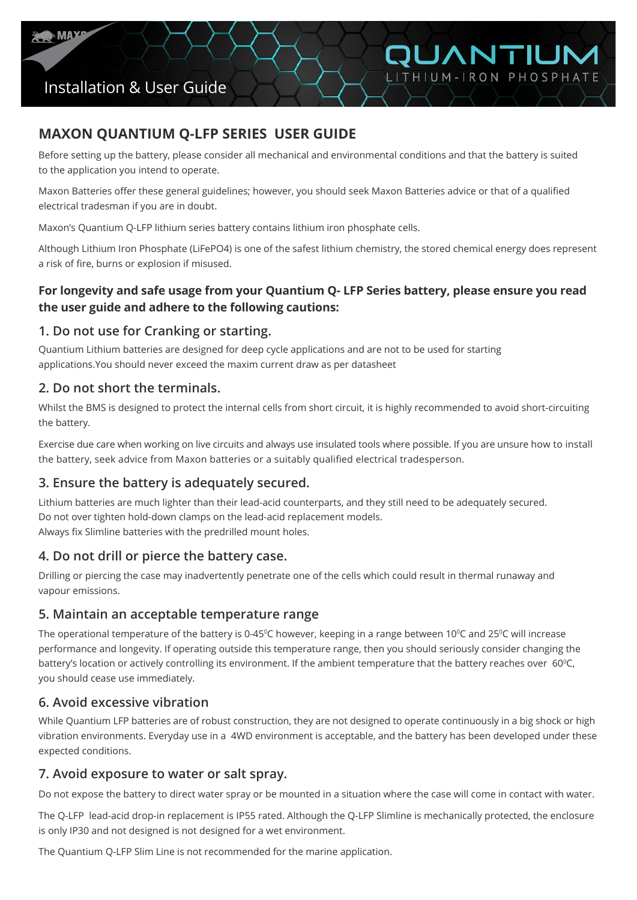Installation & User Guide

QUANTIUM
LITHIUM-IRON PHOSPHATE

## MAXON QUANTIUM Q-LFP SERIES USER GUIDE

Before setting up the battery, please consider all mechanical and environmental conditions and that the battery is suited to the application you intend to operate.

Maxon Batteries offer these general guidelines; however, you should seek Maxon Batteries advice or that of a qualified electrical tradesman if you are in doubt.

Maxon's Quantium Q-LFP lithium series battery contains lithium iron phosphate cells.

Although Lithium Iron Phosphate ($LiFePO_4$) is one of the safest lithium chemistry, the stored chemical energy does represent a risk of fire, burns or explosion if misused.

### For longevity and safe usage from your Quantium Q- LFP Series battery, please ensure you read the user guide and adhere to the following cautions:

### 1. Do not use for Cranking or starting.

Quantium Lithium batteries are designed for deep cycle applications and are not to be used for starting applications.You should never exceed the maxim current draw as per datasheet

### 2. Do not short the terminals.

Whilst the BMS is designed to protect the internal cells from short circuit, it is highly recommended to avoid short-circuiting the battery.

Exercise due care when working on live circuits and always use insulated tools where possible. If you are unsure how to install the battery, seek advice from Maxon batteries or a suitably qualified electrical tradesperson.

### 3. Ensure the battery is adequately secured.

Lithium batteries are much lighter than their lead-acid counterparts, and they still need to be adequately secured.
Do not over tighten hold-down clamps on the lead-acid replacement models.
Always fix Slimline batteries with the predrilled mount holes.

### 4. Do not drill or pierce the battery case.

Drilling or piercing the case may inadvertently penetrate one of the cells which could result in thermal runaway and vapour emissions.

### 5. Maintain an acceptable temperature range

The operational temperature of the battery is 0-45$^0$C however, keeping in a range between 10$^0$C and 25$^0$C will increase performance and longevity. If operating outside this temperature range, then you should seriously consider changing the battery's location or actively controlling its environment. If the ambient temperature that the battery reaches over 60$^0$C, you should cease use immediately.

### 6. Avoid excessive vibration

While Quantium LFP batteries are of robust construction, they are not designed to operate continuously in a big shock or high vibration environments. Everyday use in a 4WD environment is acceptable, and the battery has been developed under these expected conditions.

### 7. Avoid exposure to water or salt spray.

Do not expose the battery to direct water spray or be mounted in a situation where the case will come in contact with water.

The Q-LFP lead-acid drop-in replacement is IP55 rated. Although the Q-LFP Slimline is mechanically protected, the enclosure is only IP30 and not designed is not designed for a wet environment.

The Quantium Q-LFP Slim Line is not recommended for the marine application.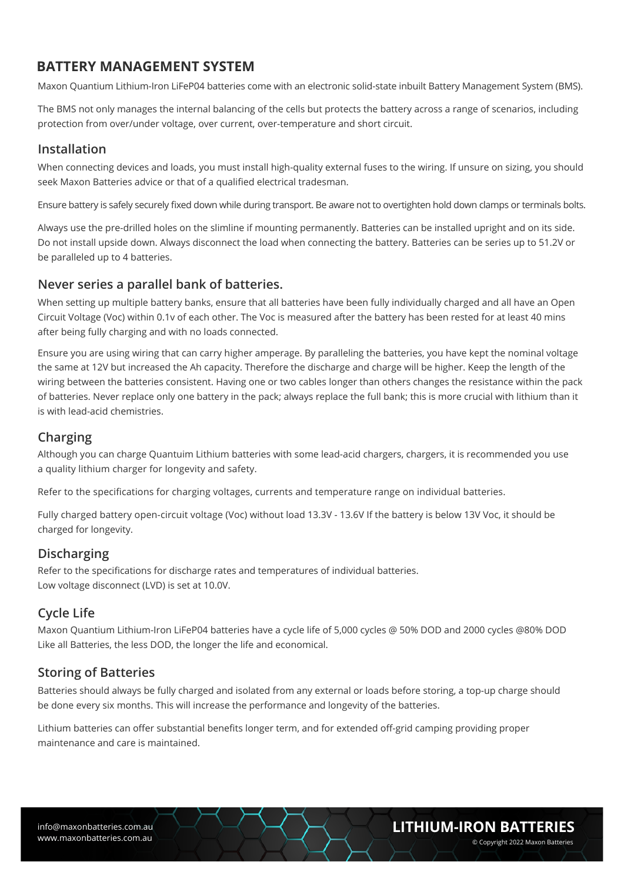## BATTERY MANAGEMENT SYSTEM

Maxon Quantium Lithium-Iron LiFeP04 batteries come with an electronic solid-state inbuilt Battery Management System (BMS).

The BMS not only manages the internal balancing of the cells but protects the battery across a range of scenarios, including protection from over/under voltage, over current, over-temperature and short circuit.

### Installation

When connecting devices and loads, you must install high-quality external fuses to the wiring. If unsure on sizing, you should seek Maxon Batteries advice or that of a qualified electrical tradesman.

Ensure battery is safely securely fixed down while during transport. Be aware not to overtighten hold down clamps or terminals bolts.

Always use the pre-drilled holes on the slimline if mounting permanently. Batteries can be installed upright and on its side. Do not install upside down. Always disconnect the load when connecting the battery. Batteries can be series up to 51.2V or be paralleled up to 4 batteries.

### Never series a parallel bank of batteries.

When setting up multiple battery banks, ensure that all batteries have been fully individually charged and all have an Open Circuit Voltage (Voc) within 0.1v of each other. The Voc is measured after the battery has been rested for at least 40 mins after being fully charging and with no loads connected.

Ensure you are using wiring that can carry higher amperage. By paralleling the batteries, you have kept the nominal voltage the same at 12V but increased the Ah capacity. Therefore the discharge and charge will be higher. Keep the length of the wiring between the batteries consistent. Having one or two cables longer than others changes the resistance within the pack of batteries. Never replace only one battery in the pack; always replace the full bank; this is more crucial with lithium than it is with lead-acid chemistries.

### Charging

Although you can charge Quantuim Lithium batteries with some lead-acid chargers, chargers, it is recommended you use a quality lithium charger for longevity and safety.

Refer to the specifications for charging voltages, currents and temperature range on individual batteries.

Fully charged battery open-circuit voltage (Voc) without load 13.3V - 13.6V If the battery is below 13V Voc, it should be charged for longevity.

### Discharging

Refer to the specifications for discharge rates and temperatures of individual batteries.
Low voltage disconnect (LVD) is set at 10.0V.

### Cycle Life

Maxon Quantium Lithium-Iron LiFeP04 batteries have a cycle life of 5,000 cycles @ 50% DOD and 2000 cycles @80% DOD
Like all Batteries, the less DOD, the longer the life and economical.

### Storing of Batteries

Batteries should always be fully charged and isolated from any external or loads before storing, a top-up charge should be done every six months. This will increase the performance and longevity of the batteries.

Lithium batteries can offer substantial benefits longer term, and for extended off-grid camping providing proper maintenance and care is maintained.

info@maxonbatteries.com.au
www.maxonbatteries.com.au

**LITHIUM-IRON BATTERIES**

© Copyright 2022 Maxon Batteries